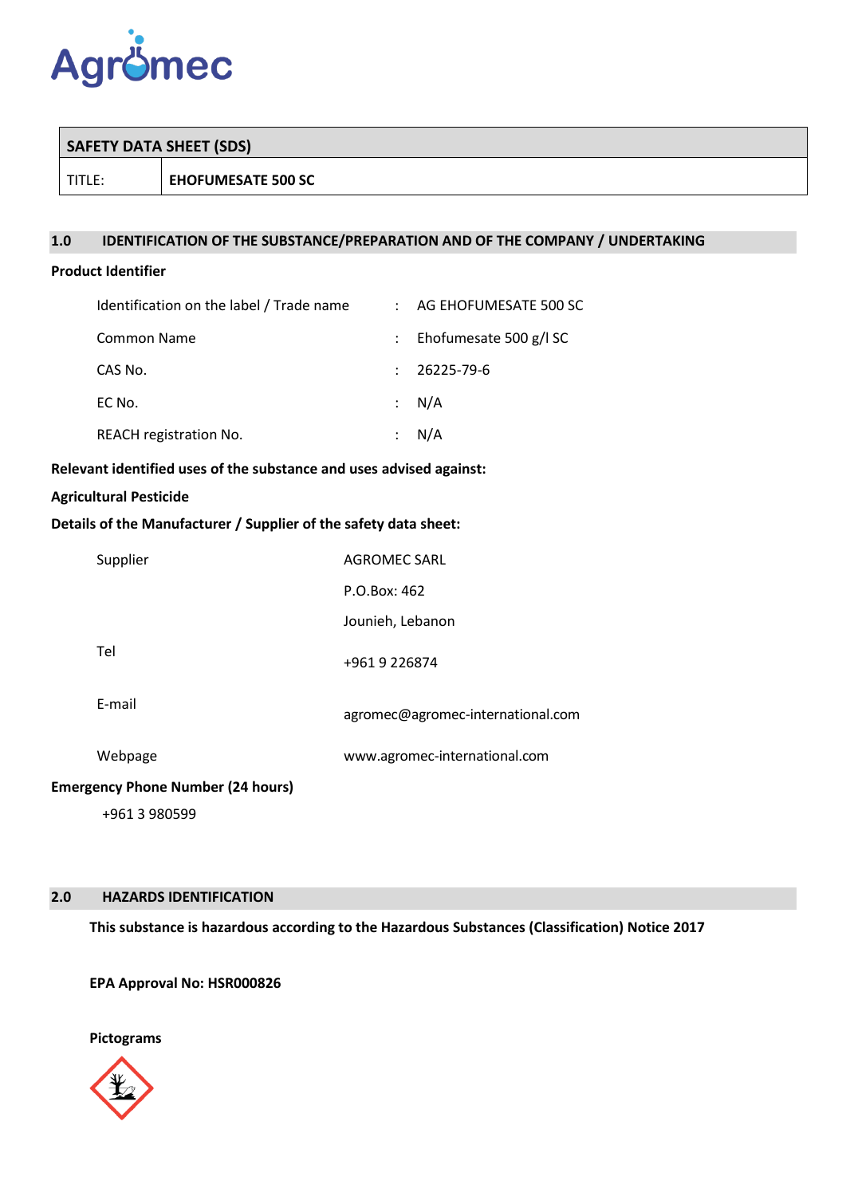Agromec

| SAFETY DATA SHEET (SDS) | |
|---|---|
| TITLE: | **EHOFUMESATE 500 SC** |

## 1.0 IDENTIFICATION OF THE SUBSTANCE/PREPARATION AND OF THE COMPANY / UNDERTAKING

**Product Identifier**

| | | |
|---|---|---|
| Identification on the label / Trade name | : | AG EHOFUMESATE 500 SC |
| Common Name | : | Ehofumesate 500 g/l SC |
| CAS No. | : | 26225-79-6 |
| EC No. | : | N/A |
| REACH registration No. | : | N/A |

**Relevant identified uses of the substance and uses advised against:**

**Agricultural Pesticide**

**Details of the Manufacturer / Supplier of the safety data sheet:**

| | |
|---|---|
| Supplier | AGROMEC SARL<br>P.O.Box: 462<br>Jounieh, Lebanon |
| Tel | +961 9 226874 |
| E-mail | agromec@agromec-international.com |
| Webpage | www.agromec-international.com |

**Emergency Phone Number (24 hours)**

+961 3 980599

## 2.0 HAZARDS IDENTIFICATION

**This substance is hazardous according to the Hazardous Substances (Classification) Notice 2017**

**EPA Approval No: HSR000826**

**Pictograms**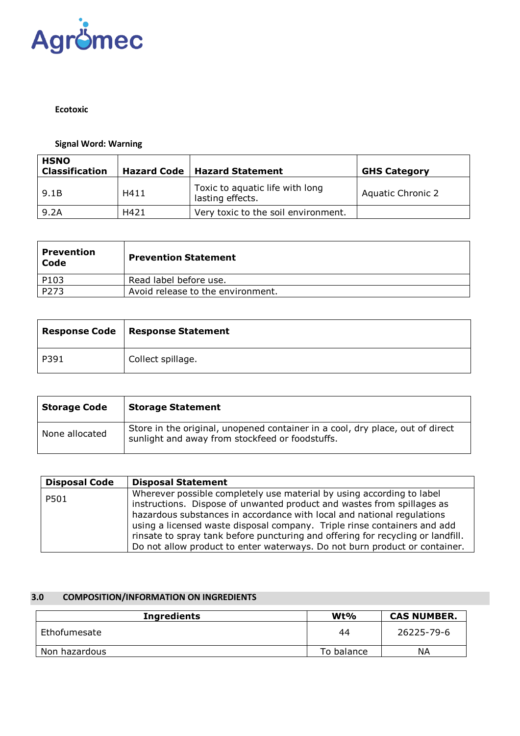**Ecotoxic**

**Signal Word: Warning**

| HSNO Classification | Hazard Code | Hazard Statement | GHS Category |
|---|---|---|---|
| 9.1B | H411 | Toxic to aquatic life with long lasting effects. | Aquatic Chronic 2 |
| 9.2A | H421 | Very toxic to the soil environment. | |

| Prevention Code | Prevention Statement |
|---|---|
| P103 | Read label before use. |
| P273 | Avoid release to the environment. |

| Response Code | Response Statement |
|---|---|
| P391 | Collect spillage. |

| Storage Code | Storage Statement |
|---|---|
| None allocated | Store in the original, unopened container in a cool, dry place, out of direct sunlight and away from stockfeed or foodstuffs. |

| Disposal Code | Disposal Statement |
|---|---|
| P501 | Wherever possible completely use material by using according to label instructions. Dispose of unwanted product and wastes from spillages as hazardous substances in accordance with local and national regulations using a licensed waste disposal company. Triple rinse containers and add rinsate to spray tank before puncturing and offering for recycling or landfill. Do not allow product to enter waterways. Do not burn product or container. |

## 3.0 COMPOSITION/INFORMATION ON INGREDIENTS

| Ingredients | Wt% | CAS NUMBER. |
|---|---|---|
| Ethofumesate | 44 | 26225-79-6 |
| Non hazardous | To balance | NA |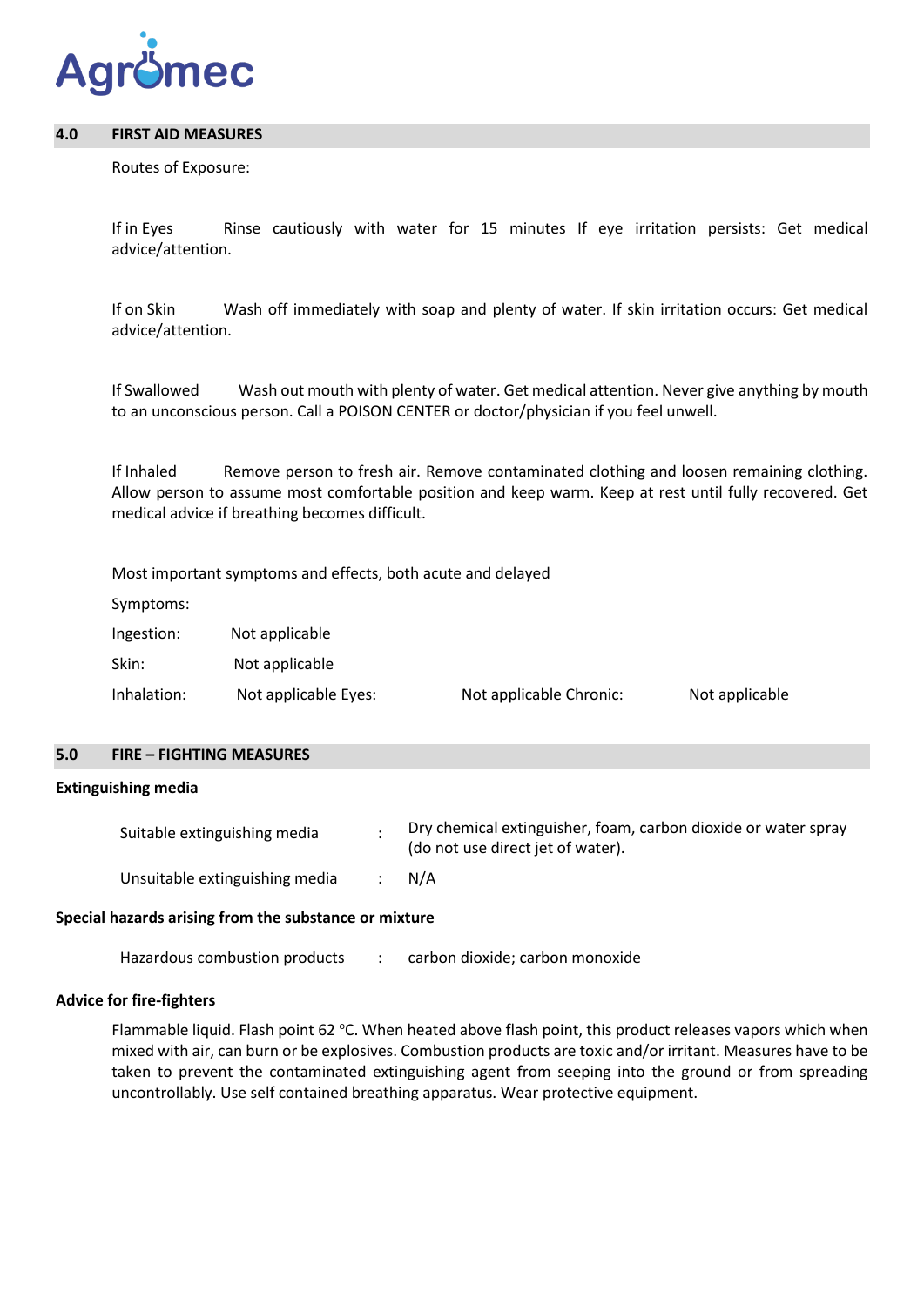## 4.0 FIRST AID MEASURES

Routes of Exposure:

If in Eyes Rinse cautiously with water for 15 minutes If eye irritation persists: Get medical advice/attention.

If on Skin Wash off immediately with soap and plenty of water. If skin irritation occurs: Get medical advice/attention.

If Swallowed Wash out mouth with plenty of water. Get medical attention. Never give anything by mouth to an unconscious person. Call a POISON CENTER or doctor/physician if you feel unwell.

If Inhaled Remove person to fresh air. Remove contaminated clothing and loosen remaining clothing. Allow person to assume most comfortable position and keep warm. Keep at rest until fully recovered. Get medical advice if breathing becomes difficult.

Most important symptoms and effects, both acute and delayed

Symptoms:

Ingestion: Not applicable

Skin: Not applicable

Inhalation: Not applicable Eyes: Not applicable Chronic: Not applicable

## 5.0 FIRE – FIGHTING MEASURES

**Extinguishing media**

| | | |
|---|---|---|
| Suitable extinguishing media | : | Dry chemical extinguisher, foam, carbon dioxide or water spray (do not use direct jet of water). |
| Unsuitable extinguishing media | : | N/A |

**Special hazards arising from the substance or mixture**

| | | |
|---|---|---|
| Hazardous combustion products | : | carbon dioxide; carbon monoxide |

**Advice for fire-fighters**

Flammable liquid. Flash point 62 °C. When heated above flash point, this product releases vapors which when mixed with air, can burn or be explosives. Combustion products are toxic and/or irritant. Measures have to be taken to prevent the contaminated extinguishing agent from seeping into the ground or from spreading uncontrollably. Use self contained breathing apparatus. Wear protective equipment.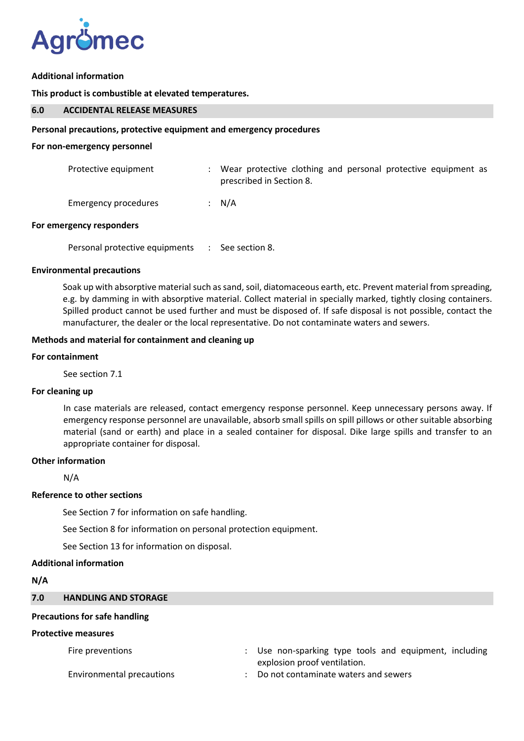**Additional information**

**This product is combustible at elevated temperatures.**

## 6.0 ACCIDENTAL RELEASE MEASURES

**Personal precautions, protective equipment and emergency procedures**

**For non-emergency personnel**

| | | |
|---|---|---|
| Protective equipment | : | Wear protective clothing and personal protective equipment as prescribed in Section 8. |
| Emergency procedures | : | N/A |

**For emergency responders**

| | | |
|---|---|---|
| Personal protective equipments | : | See section 8. |

**Environmental precautions**

Soak up with absorptive material such as sand, soil, diatomaceous earth, etc. Prevent material from spreading, e.g. by damming in with absorptive material. Collect material in specially marked, tightly closing containers. Spilled product cannot be used further and must be disposed of. If safe disposal is not possible, contact the manufacturer, the dealer or the local representative. Do not contaminate waters and sewers.

**Methods and material for containment and cleaning up**

**For containment**

See section 7.1

**For cleaning up**

In case materials are released, contact emergency response personnel. Keep unnecessary persons away. If emergency response personnel are unavailable, absorb small spills on spill pillows or other suitable absorbing material (sand or earth) and place in a sealed container for disposal. Dike large spills and transfer to an appropriate container for disposal.

**Other information**

N/A

**Reference to other sections**

See Section 7 for information on safe handling.

See Section 8 for information on personal protection equipment.

See Section 13 for information on disposal.

**Additional information**

**N/A**

## 7.0 HANDLING AND STORAGE

**Precautions for safe handling**

**Protective measures**

| | | |
|---|---|---|
| Fire preventions | : | Use non-sparking type tools and equipment, including explosion proof ventilation. |
| Environmental precautions | : | Do not contaminate waters and sewers |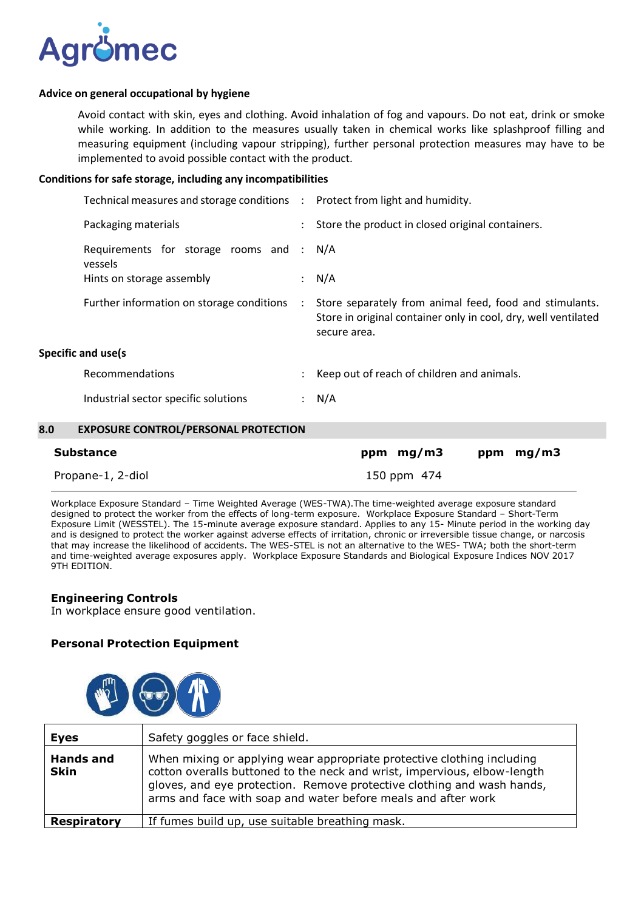**Advice on general occupational by hygiene**

Avoid contact with skin, eyes and clothing. Avoid inhalation of fog and vapours. Do not eat, drink or smoke while working. In addition to the measures usually taken in chemical works like splashproof filling and measuring equipment (including vapour stripping), further personal protection measures may have to be implemented to avoid possible contact with the product.

**Conditions for safe storage, including any incompatibilities**

| | | |
|---|---|---|
| Technical measures and storage conditions | : | Protect from light and humidity. |
| Packaging materials | : | Store the product in closed original containers. |
| Requirements for storage rooms and vessels | : | N/A |
| Hints on storage assembly | : | N/A |
| Further information on storage conditions | : | Store separately from animal feed, food and stimulants. Store in original container only in cool, dry, well ventilated secure area. |

**Specific and use(s**

| | | |
|---|---|---|
| Recommendations | : | Keep out of reach of children and animals. |
| Industrial sector specific solutions | : | N/A |

## 8.0 EXPOSURE CONTROL/PERSONAL PROTECTION

| Substance | ppm | mg/m3 | ppm | mg/m3 |
|---|---|---|---|---|
| Propane-1, 2-diol | 150 ppm | 474 | | |

Workplace Exposure Standard – Time Weighted Average (WES-TWA).The time-weighted average exposure standard designed to protect the worker from the effects of long-term exposure. Workplace Exposure Standard – Short-Term Exposure Limit (WESSTEL). The 15-minute average exposure standard. Applies to any 15- Minute period in the working day and is designed to protect the worker against adverse effects of irritation, chronic or irreversible tissue change, or narcosis that may increase the likelihood of accidents. The WES-STEL is not an alternative to the WES- TWA; both the short-term and time-weighted average exposures apply. Workplace Exposure Standards and Biological Exposure Indices NOV 2017 9TH EDITION.

**Engineering Controls**

In workplace ensure good ventilation.

**Personal Protection Equipment**

| | |
|---|---|
| **Eyes** | Safety goggles or face shield. |
| **Hands and Skin** | When mixing or applying wear appropriate protective clothing including cotton overalls buttoned to the neck and wrist, impervious, elbow-length gloves, and eye protection. Remove protective clothing and wash hands, arms and face with soap and water before meals and after work |
| **Respiratory** | If fumes build up, use suitable breathing mask. |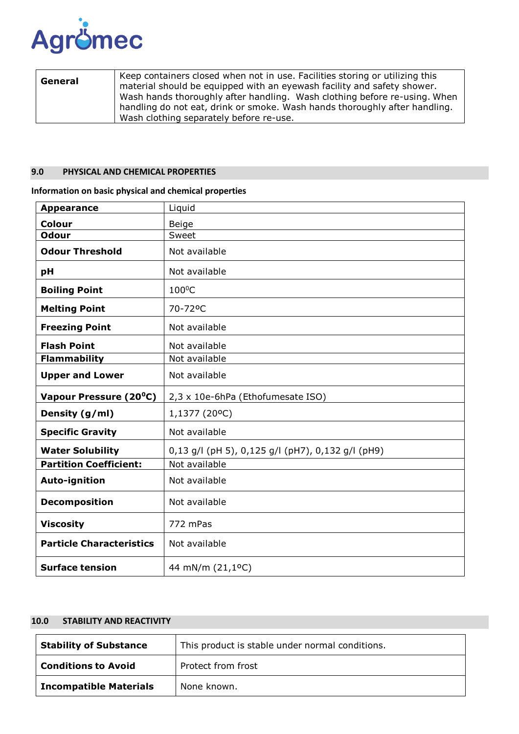| | |
|---|---|
| **General** | Keep containers closed when not in use. Facilities storing or utilizing this material should be equipped with an eyewash facility and safety shower. Wash hands thoroughly after handling. Wash clothing before re-using. When handling do not eat, drink or smoke. Wash hands thoroughly after handling. Wash clothing separately before re-use. |

## 9.0 PHYSICAL AND CHEMICAL PROPERTIES

**Information on basic physical and chemical properties**

| | |
|---|---|
| **Appearance** | Liquid |
| **Colour** | Beige |
| **Odour** | Sweet |
| **Odour Threshold** | Not available |
| **pH** | Not available |
| **Boiling Point** | 100⁰C |
| **Melting Point** | 70-72ºC |
| **Freezing Point** | Not available |
| **Flash Point** | Not available |
| **Flammability** | Not available |
| **Upper and Lower** | Not available |
| **Vapour Pressure (20⁰C)** | 2,3 x 10e-6hPa (Ethofumesate ISO) |
| **Density (g/ml)** | 1,1377 (20ºC) |
| **Specific Gravity** | Not available |
| **Water Solubility** | 0,13 g/l (pH 5), 0,125 g/l (pH7), 0,132 g/l (pH9) |
| **Partition Coefficient:** | Not available |
| **Auto-ignition** | Not available |
| **Decomposition** | Not available |
| **Viscosity** | 772 mPas |
| **Particle Characteristics** | Not available |
| **Surface tension** | 44 mN/m (21,1ºC) |

## 10.0 STABILITY AND REACTIVITY

| | |
|---|---|
| **Stability of Substance** | This product is stable under normal conditions. |
| **Conditions to Avoid** | Protect from frost |
| **Incompatible Materials** | None known. |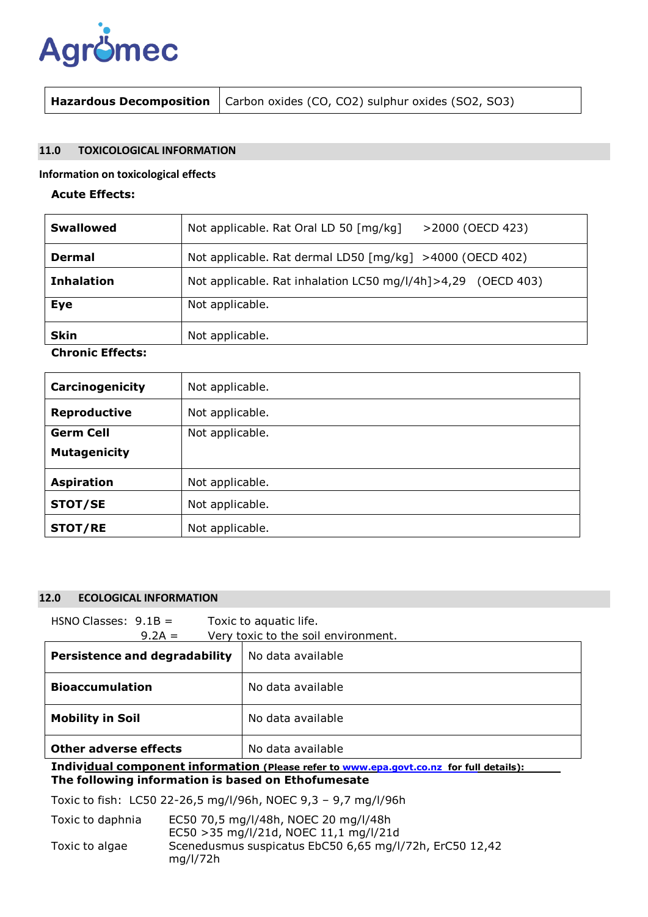| | |
|---|---|
| **Hazardous Decomposition** | Carbon oxides (CO, CO2) sulphur oxides (SO2, SO3) |

## 11.0 TOXICOLOGICAL INFORMATION

**Information on toxicological effects**

**Acute Effects:**

| | |
|---|---|
| **Swallowed** | Not applicable. Rat Oral LD 50 [mg/kg] >2000 (OECD 423) |
| **Dermal** | Not applicable. Rat dermal LD50 [mg/kg] >4000 (OECD 402) |
| **Inhalation** | Not applicable. Rat inhalation LC50 mg/l/4h]>4,29 (OECD 403) |
| **Eye** | Not applicable. |
| **Skin** | Not applicable. |

**Chronic Effects:**

| | |
|---|---|
| **Carcinogenicity** | Not applicable. |
| **Reproductive** | Not applicable. |
| **Germ Cell Mutagenicity** | Not applicable. |
| **Aspiration** | Not applicable. |
| **STOT/SE** | Not applicable. |
| **STOT/RE** | Not applicable. |

## 12.0 ECOLOGICAL INFORMATION

HSNO Classes: 9.1B = Toxic to aquatic life.
9.2A = Very toxic to the soil environment.

| | |
|---|---|
| **Persistence and degradability** | No data available |
| **Bioaccumulation** | No data available |
| **Mobility in Soil** | No data available |
| **Other adverse effects** | No data available |

**Individual component information** (Please refer to www.epa.govt.nz for full details):
**The following information is based on Ethofumesate**

Toxic to fish: LC50 22-26,5 mg/l/96h, NOEC 9,3 – 9,7 mg/l/96h

Toxic to daphnia EC50 70,5 mg/l/48h, NOEC 20 mg/l/48h
EC50 >35 mg/l/21d, NOEC 11,1 mg/l/21d

Toxic to algae Scenedusmus suspicatus EbC50 6,65 mg/l/72h, ErC50 12,42 mg/l/72h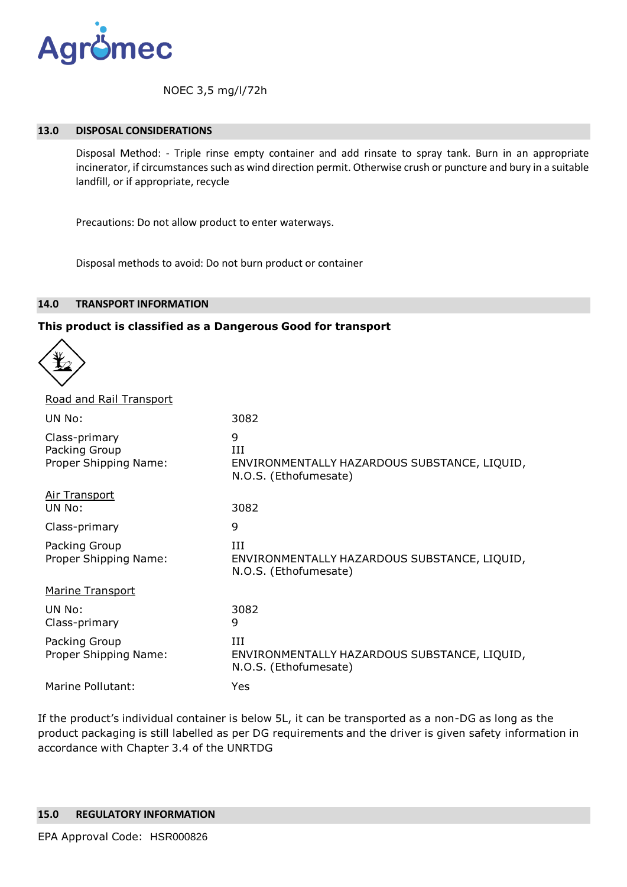NOEC 3,5 mg/l/72h

## 13.0 DISPOSAL CONSIDERATIONS

Disposal Method: - Triple rinse empty container and add rinsate to spray tank. Burn in an appropriate incinerator, if circumstances such as wind direction permit. Otherwise crush or puncture and bury in a suitable landfill, or if appropriate, recycle

Precautions: Do not allow product to enter waterways.

Disposal methods to avoid: Do not burn product or container

## 14.0 TRANSPORT INFORMATION

**This product is classified as a Dangerous Good for transport**

Road and Rail Transport

| | |
|---|---|
| UN No: | 3082 |
| Class-primary | 9 |
| Packing Group | III |
| Proper Shipping Name: | ENVIRONMENTALLY HAZARDOUS SUBSTANCE, LIQUID, N.O.S. (Ethofumesate) |

Air Transport

| | |
|---|---|
| UN No: | 3082 |
| Class-primary | 9 |
| Packing Group | III |
| Proper Shipping Name: | ENVIRONMENTALLY HAZARDOUS SUBSTANCE, LIQUID, N.O.S. (Ethofumesate) |

Marine Transport

| | |
|---|---|
| UN No: | 3082 |
| Class-primary | 9 |
| Packing Group | III |
| Proper Shipping Name: | ENVIRONMENTALLY HAZARDOUS SUBSTANCE, LIQUID, N.O.S. (Ethofumesate) |
| Marine Pollutant: | Yes |

If the product's individual container is below 5L, it can be transported as a non-DG as long as the product packaging is still labelled as per DG requirements and the driver is given safety information in accordance with Chapter 3.4 of the UNRTDG

## 15.0 REGULATORY INFORMATION

EPA Approval Code: HSR000826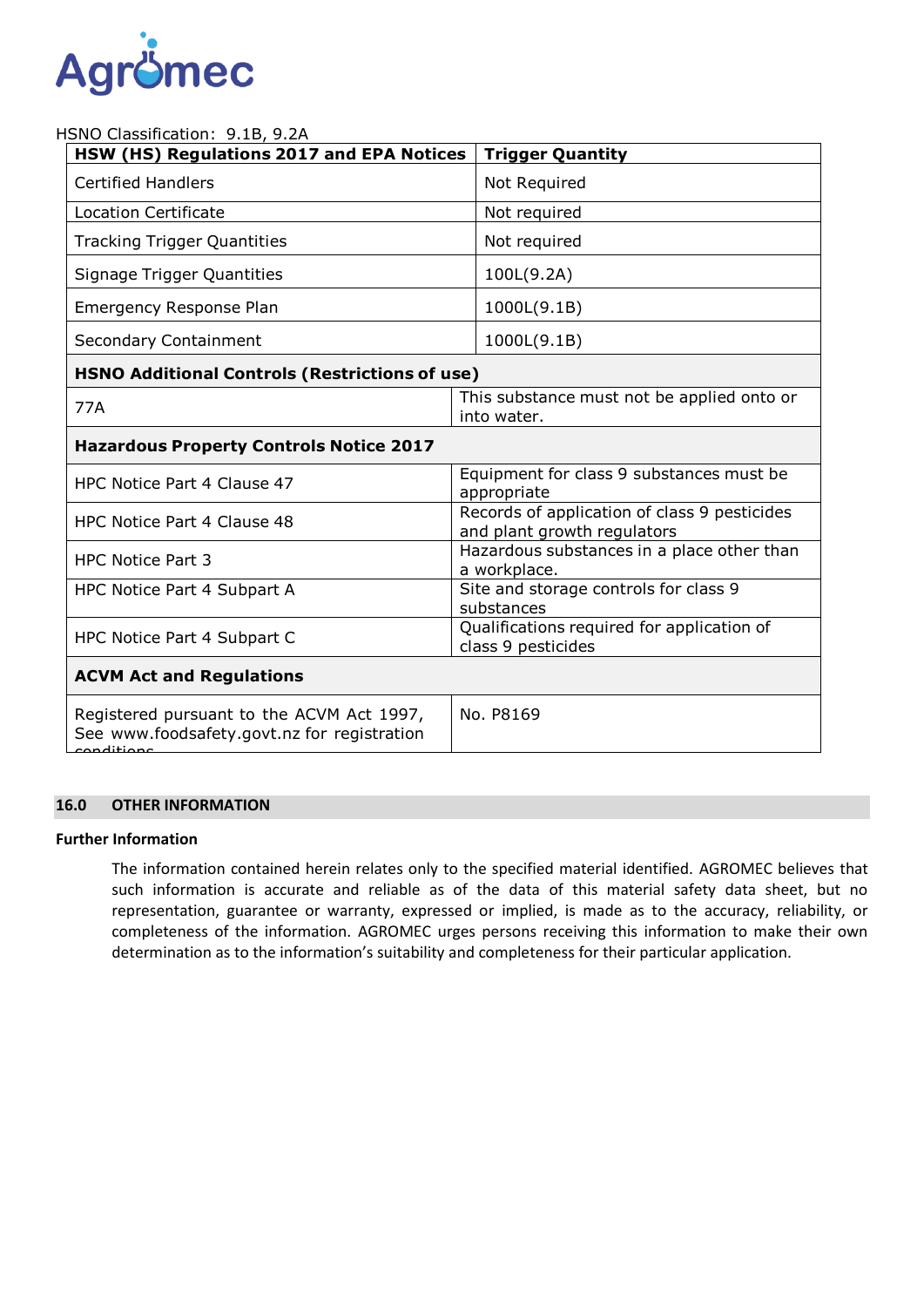HSNO Classification: 9.1B, 9.2A

| HSW (HS) Regulations 2017 and EPA Notices | Trigger Quantity |
|---|---|
| Certified Handlers | Not Required |
| Location Certificate | Not required |
| Tracking Trigger Quantities | Not required |
| Signage Trigger Quantities | 100L(9.2A) |
| Emergency Response Plan | 1000L(9.1B) |
| Secondary Containment | 1000L(9.1B) |
| **HSNO Additional Controls (Restrictions of use)** | |
| 77A | This substance must not be applied onto or into water. |
| **Hazardous Property Controls Notice 2017** | |
| HPC Notice Part 4 Clause 47 | Equipment for class 9 substances must be appropriate |
| HPC Notice Part 4 Clause 48 | Records of application of class 9 pesticides and plant growth regulators |
| HPC Notice Part 3 | Hazardous substances in a place other than a workplace. |
| HPC Notice Part 4 Subpart A | Site and storage controls for class 9 substances |
| HPC Notice Part 4 Subpart C | Qualifications required for application of class 9 pesticides |
| **ACVM Act and Regulations** | |
| Registered pursuant to the ACVM Act 1997, See www.foodsafety.govt.nz for registration conditions | No. P8169 |

## 16.0 OTHER INFORMATION

**Further Information**

The information contained herein relates only to the specified material identified. AGROMEC believes that such information is accurate and reliable as of the data of this material safety data sheet, but no representation, guarantee or warranty, expressed or implied, is made as to the accuracy, reliability, or completeness of the information. AGROMEC urges persons receiving this information to make their own determination as to the information's suitability and completeness for their particular application.